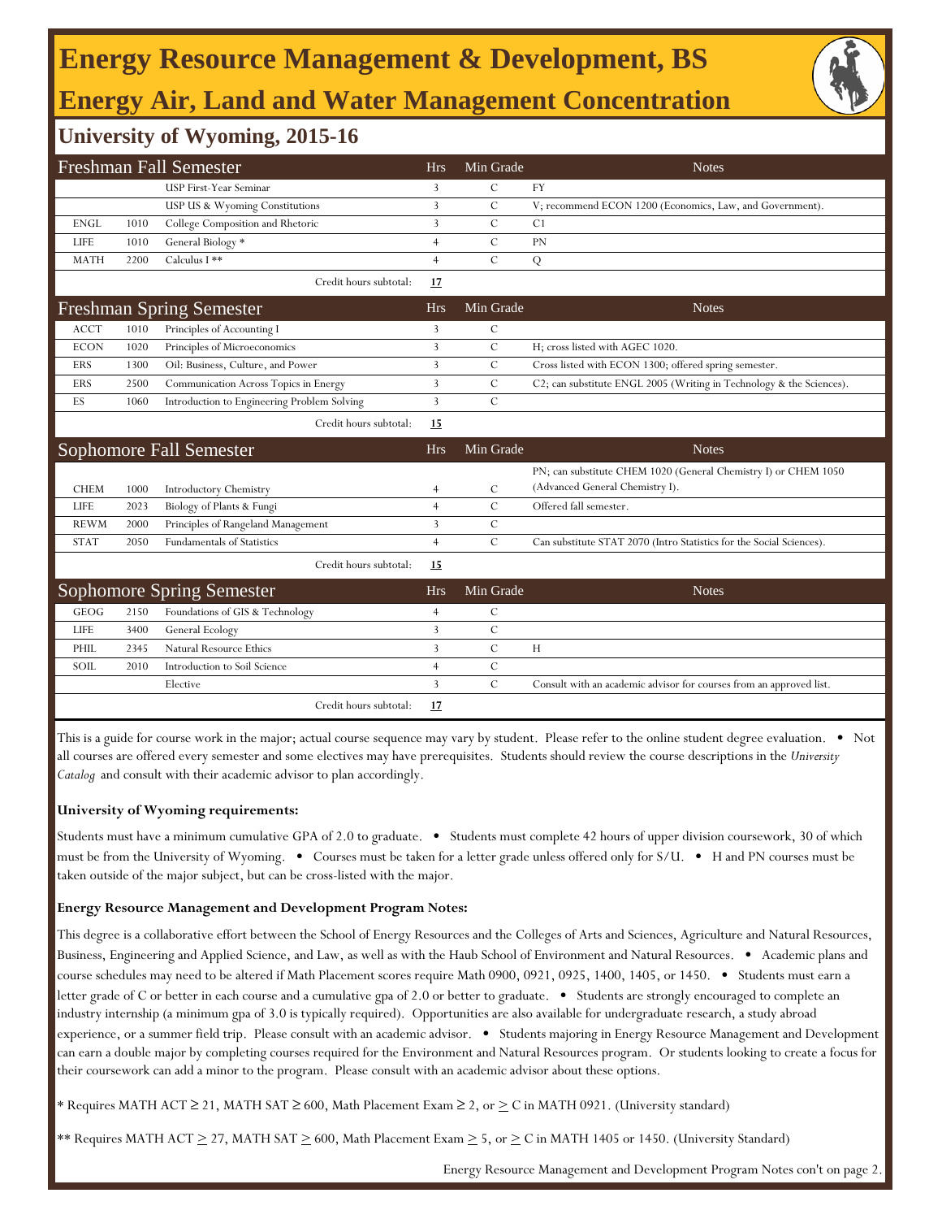# Energy Resource Management & Development, BS

## Energy Air, Land and Water Management Concentration

### University of Wyoming, 2015-16

| Freshman Fall Semester | | | Hrs | Min Grade | Notes |
|---|---|---|---|---|---|
| | | USP First-Year Seminar | 3 | C | FY |
| | | USP US & Wyoming Constitutions | 3 | C | V; recommend ECON 1200 (Economics, Law, and Government). |
| ENGL | 1010 | College Composition and Rhetoric | 3 | C | C1 |
| LIFE | 1010 | General Biology * | 4 | C | PN |
| MATH | 2200 | Calculus I ** | 4 | C | Q |
| | | Credit hours subtotal: | 17 | | |

| Freshman Spring Semester | | | Hrs | Min Grade | Notes |
|---|---|---|---|---|---|
| ACCT | 1010 | Principles of Accounting I | 3 | C | |
| ECON | 1020 | Principles of Microeconomics | 3 | C | H; cross listed with AGEC 1020. |
| ERS | 1300 | Oil: Business, Culture, and Power | 3 | C | Cross listed with ECON 1300; offered spring semester. |
| ERS | 2500 | Communication Across Topics in Energy | 3 | C | C2; can substitute ENGL 2005 (Writing in Technology & the Sciences). |
| ES | 1060 | Introduction to Engineering Problem Solving | 3 | C | |
| | | Credit hours subtotal: | 15 | | |

| Sophomore Fall Semester | | | Hrs | Min Grade | Notes |
|---|---|---|---|---|---|
| CHEM | 1000 | Introductory Chemistry | 4 | C | PN; can substitute CHEM 1020 (General Chemistry I) or CHEM 1050 (Advanced General Chemistry I). |
| LIFE | 2023 | Biology of Plants & Fungi | 4 | C | Offered fall semester. |
| REWM | 2000 | Principles of Rangeland Management | 3 | C | |
| STAT | 2050 | Fundamentals of Statistics | 4 | C | Can substitute STAT 2070 (Intro Statistics for the Social Sciences). |
| | | Credit hours subtotal: | 15 | | |

| Sophomore Spring Semester | | | Hrs | Min Grade | Notes |
|---|---|---|---|---|---|
| GEOG | 2150 | Foundations of GIS & Technology | 4 | C | |
| LIFE | 3400 | General Ecology | 3 | C | |
| PHIL | 2345 | Natural Resource Ethics | 3 | C | H |
| SOIL | 2010 | Introduction to Soil Science | 4 | C | |
| | | Elective | 3 | C | Consult with an academic advisor for courses from an approved list. |
| | | Credit hours subtotal: | 17 | | |

This is a guide for course work in the major; actual course sequence may vary by student. Please refer to the online student degree evaluation. • Not all courses are offered every semester and some electives may have prerequisites. Students should review the course descriptions in the *University Catalog* and consult with their academic advisor to plan accordingly.

**University of Wyoming requirements:**

Students must have a minimum cumulative GPA of 2.0 to graduate. • Students must complete 42 hours of upper division coursework, 30 of which must be from the University of Wyoming. • Courses must be taken for a letter grade unless offered only for S/U. • H and PN courses must be taken outside of the major subject, but can be cross-listed with the major.

**Energy Resource Management and Development Program Notes:**

This degree is a collaborative effort between the School of Energy Resources and the Colleges of Arts and Sciences, Agriculture and Natural Resources, Business, Engineering and Applied Science, and Law, as well as with the Haub School of Environment and Natural Resources. • Academic plans and course schedules may need to be altered if Math Placement scores require Math 0900, 0921, 0925, 1400, 1405, or 1450. • Students must earn a letter grade of C or better in each course and a cumulative gpa of 2.0 or better to graduate. • Students are strongly encouraged to complete an industry internship (a minimum gpa of 3.0 is typically required). Opportunities are also available for undergraduate research, a study abroad experience, or a summer field trip. Please consult with an academic advisor. • Students majoring in Energy Resource Management and Development can earn a double major by completing courses required for the Environment and Natural Resources program. Or students looking to create a focus for their coursework can add a minor to the program. Please consult with an academic advisor about these options.

* Requires MATH ACT $\geq$ 21, MATH SAT $\geq$ 600, Math Placement Exam $\geq$ 2, or $\geq$ C in MATH 0921. (University standard)

** Requires MATH ACT $\geq$ 27, MATH SAT $\geq$ 600, Math Placement Exam $\geq$ 5, or $\geq$ C in MATH 1405 or 1450. (University Standard)

Energy Resource Management and Development Program Notes con't on page 2.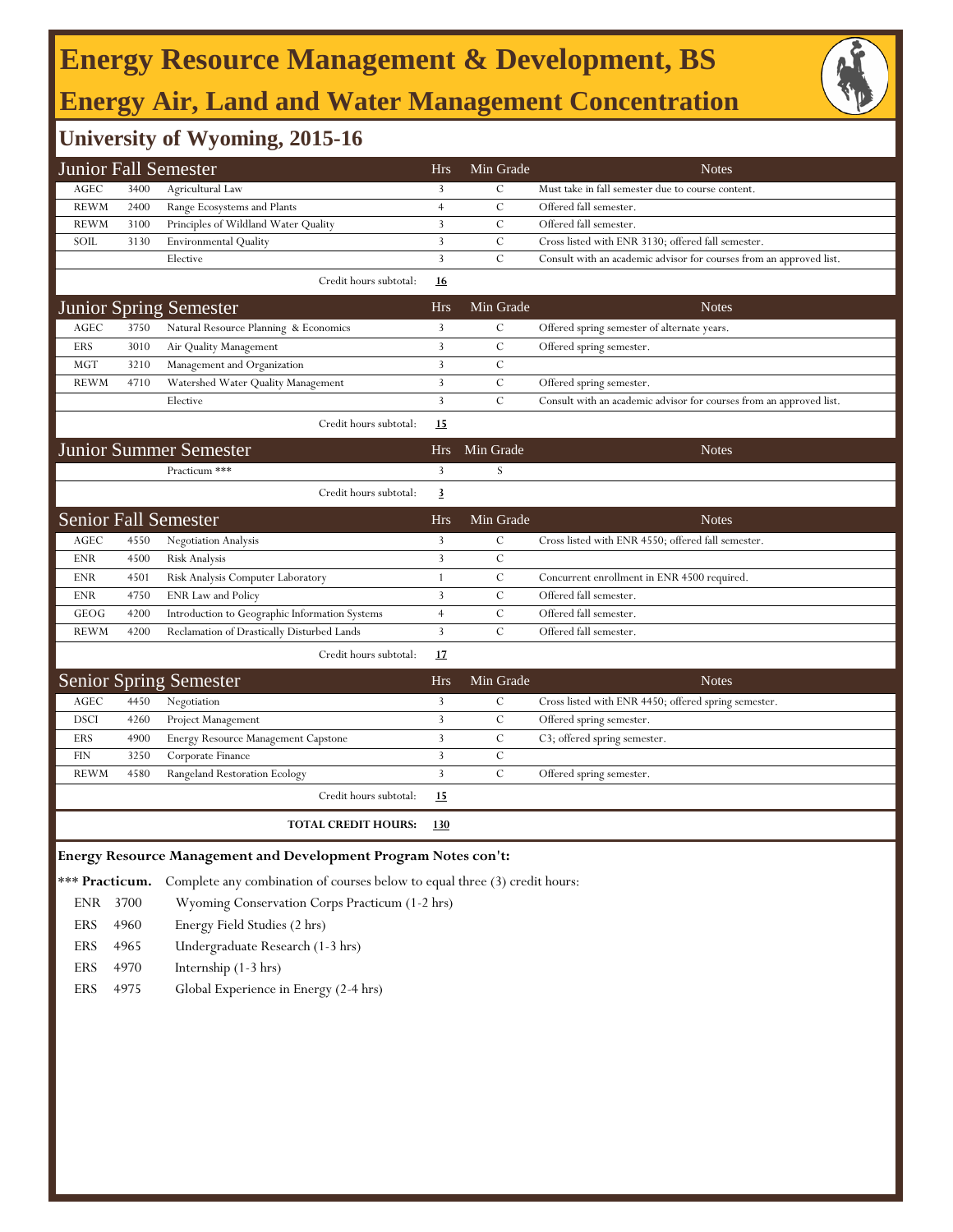# Energy Resource Management & Development, BS

## Energy Air, Land and Water Management Concentration

### University of Wyoming, 2015-16

| Junior Fall Semester | | | Hrs | Min Grade | Notes |
|---|---|---|---|---|---|
| AGEC | 3400 | Agricultural Law | 3 | C | Must take in fall semester due to course content. |
| REWM | 2400 | Range Ecosystems and Plants | 4 | C | Offered fall semester. |
| REWM | 3100 | Principles of Wildland Water Quality | 3 | C | Offered fall semester. |
| SOIL | 3130 | Environmental Quality | 3 | C | Cross listed with ENR 3130; offered fall semester. |
| | | Elective | 3 | C | Consult with an academic advisor for courses from an approved list. |
| | | Credit hours subtotal: | **16** | | |

| Junior Spring Semester | | | Hrs | Min Grade | Notes |
|---|---|---|---|---|---|
| AGEC | 3750 | Natural Resource Planning & Economics | 3 | C | Offered spring semester of alternate years. |
| ERS | 3010 | Air Quality Management | 3 | C | Offered spring semester. |
| MGT | 3210 | Management and Organization | 3 | C | |
| REWM | 4710 | Watershed Water Quality Management | 3 | C | Offered spring semester. |
| | | Elective | 3 | C | Consult with an academic advisor for courses from an approved list. |
| | | Credit hours subtotal: | **15** | | |

| Junior Summer Semester | | | Hrs | Min Grade | Notes |
|---|---|---|---|---|---|
| | | Practicum *** | 3 | S | |
| | | Credit hours subtotal: | **3** | | |

| Senior Fall Semester | | | Hrs | Min Grade | Notes |
|---|---|---|---|---|---|
| AGEC | 4550 | Negotiation Analysis | 3 | C | Cross listed with ENR 4550; offered fall semester. |
| ENR | 4500 | Risk Analysis | 3 | C | |
| ENR | 4501 | Risk Analysis Computer Laboratory | 1 | C | Concurrent enrollment in ENR 4500 required. |
| ENR | 4750 | ENR Law and Policy | 3 | C | Offered fall semester. |
| GEOG | 4200 | Introduction to Geographic Information Systems | 4 | C | Offered fall semester. |
| REWM | 4200 | Reclamation of Drastically Disturbed Lands | 3 | C | Offered fall semester. |
| | | Credit hours subtotal: | **17** | | |

| Senior Spring Semester | | | Hrs | Min Grade | Notes |
|---|---|---|---|---|---|
| AGEC | 4450 | Negotiation | 3 | C | Cross listed with ENR 4450; offered spring semester. |
| DSCI | 4260 | Project Management | 3 | C | Offered spring semester. |
| ERS | 4900 | Energy Resource Management Capstone | 3 | C | C3; offered spring semester. |
| FIN | 3250 | Corporate Finance | 3 | C | |
| REWM | 4580 | Rangeland Restoration Ecology | 3 | C | Offered spring semester. |
| | | Credit hours subtotal: | **15** | | |
| | | **TOTAL CREDIT HOURS:** | **130** | | |

**Energy Resource Management and Development Program Notes con't:**

*** **Practicum.** Complete any combination of courses below to equal three (3) credit hours:

- ENR 3700 Wyoming Conservation Corps Practicum (1-2 hrs)
- ERS 4960 Energy Field Studies (2 hrs)
- ERS 4965 Undergraduate Research (1-3 hrs)
- ERS 4970 Internship (1-3 hrs)
- ERS 4975 Global Experience in Energy (2-4 hrs)